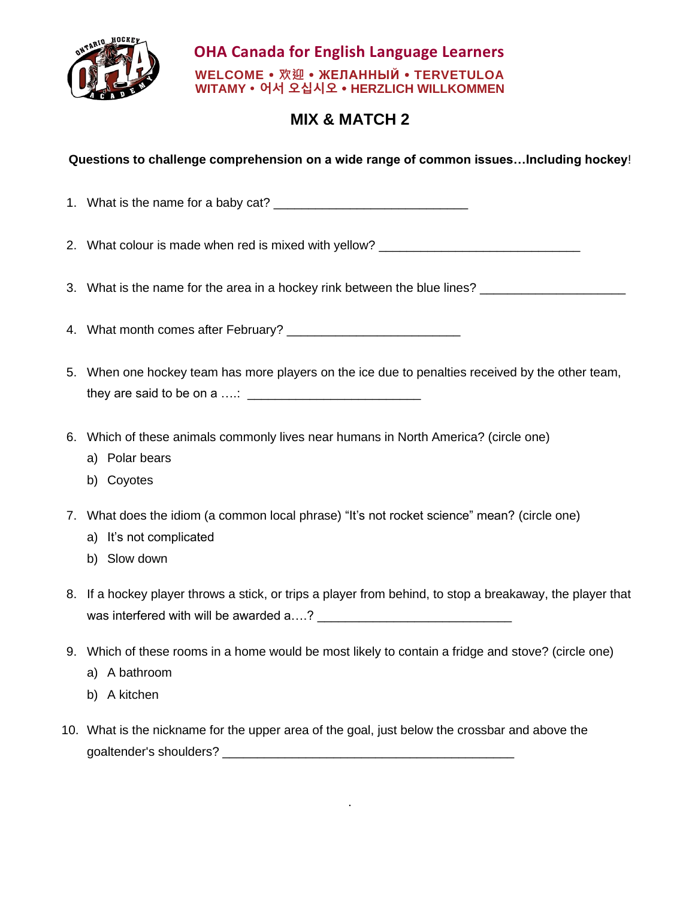## OHA Canada for English Language Learners

**WELCOME • 欢迎 • ЖЕЛАННЫЙ • TERVETULOA**
**WITAMY • 어서 오십시오 • HERZLICH WILLKOMMEN**

# MIX & MATCH 2

**Questions to challenge comprehension on a wide range of common issues…Including hockey!**

1. What is the name for a baby cat? ___________________________

2. What colour is made when red is mixed with yellow? ____________________________

3. What is the name for the area in a hockey rink between the blue lines? ____________________

4. What month comes after February? ________________________

5. When one hockey team has more players on the ice due to penalties received by the other team, they are said to be on a ….: ________________________

6. Which of these animals commonly lives near humans in North America? (circle one)
   a) Polar bears
   b) Coyotes

7. What does the idiom (a common local phrase) "It's not rocket science" mean? (circle one)
   a) It's not complicated
   b) Slow down

8. If a hockey player throws a stick, or trips a player from behind, to stop a breakaway, the player that was interfered with will be awarded a….? ___________________________

9. Which of these rooms in a home would be most likely to contain a fridge and stove? (circle one)
   a) A bathroom
   b) A kitchen

10. What is the nickname for the upper area of the goal, just below the crossbar and above the goaltender's shoulders? ________________________________________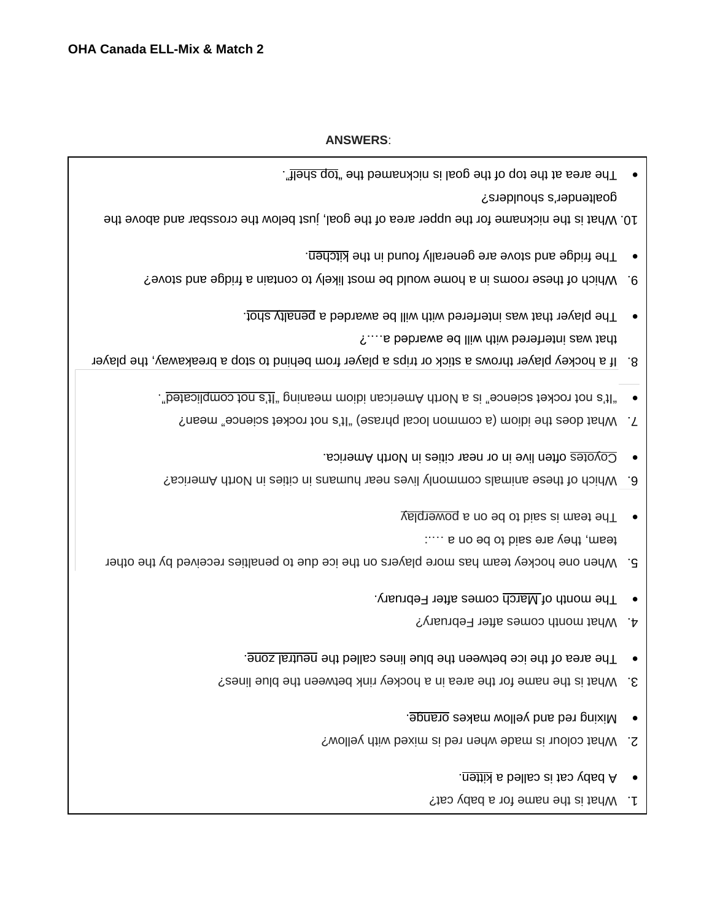**OHA Canada ELL-Mix & Match 2**

**ANSWERS**:

1. What is the name for a baby cat?
   - A baby cat is called a kitten.
2. What colour is made when red is mixed with yellow?
   - Mixing red and yellow makes orange.
3. What is the name for the area in a hockey rink between the blue lines?
   - The area of the ice between the blue lines called the neutral zone.
4. What month comes after February?
   - The month of March comes after February.
5. When one hockey team has more players on the ice due to penalties received by the other team, they are said to be on a .....:
   - The team is said to be on a powerplay
6. Which of these animals commonly lives near humans in cities in North America?
   - Coyotes often live in or near cities in North America.
7. What does the idiom (a common local phrase) "It's not rocket science" mean?
   - "It's not rocket science" is a North American idiom meaning "It's not complicated".
8. If a hockey player throws a stick or trips a player from behind to stop a breakaway, the player that was interfered with will be awarded a....?
   - The player that was interfered with will be awarded a penalty shot.
9. Which of these rooms in a home would be most likely to contain a fridge and stove?
   - The fridge and stove are generally found in the kitchen.
10. What is the nickname for the upper area of the goal, just below the crossbar and above the goaltender's shoulders?
    - The area at the top of the goal is nicknamed the "top shelf".